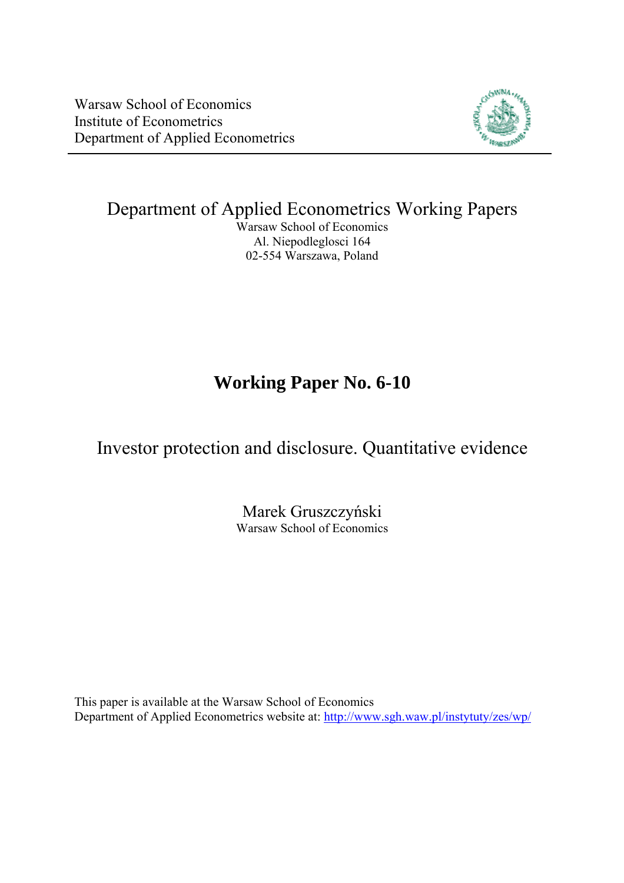Warsaw School of Economics
Institute of Econometrics
Department of Applied Econometrics

# Department of Applied Econometrics Working Papers

Warsaw School of Economics
Al. Niepodleglosci 164
02-554 Warszawa, Poland

## Working Paper No. 6-10

# Investor protection and disclosure. Quantitative evidence

Marek Gruszczyński
Warsaw School of Economics

This paper is available at the Warsaw School of Economics
Department of Applied Econometrics website at: http://www.sgh.waw.pl/instytuty/zes/wp/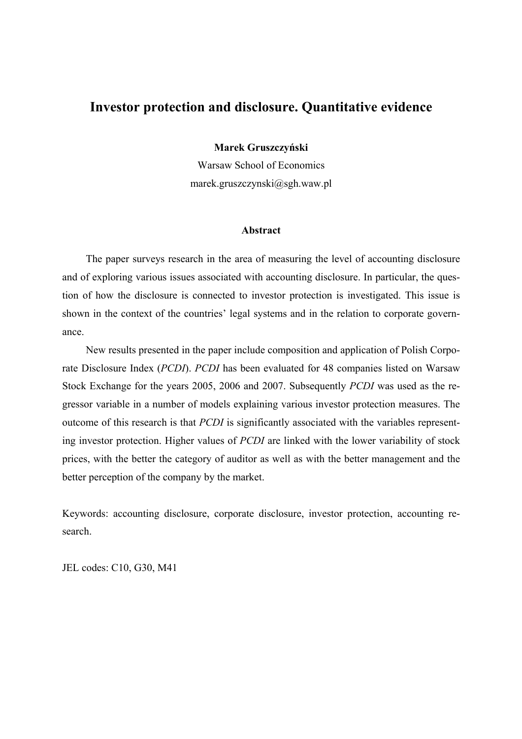# Investor protection and disclosure. Quantitative evidence

**Marek Gruszczyński**

Warsaw School of Economics

marek.gruszczynski@sgh.waw.pl

### Abstract

The paper surveys research in the area of measuring the level of accounting disclosure and of exploring various issues associated with accounting disclosure. In particular, the question of how the disclosure is connected to investor protection is investigated. This issue is shown in the context of the countries' legal systems and in the relation to corporate governance.

New results presented in the paper include composition and application of Polish Corporate Disclosure Index (*PCDI*). *PCDI* has been evaluated for 48 companies listed on Warsaw Stock Exchange for the years 2005, 2006 and 2007. Subsequently *PCDI* was used as the regressor variable in a number of models explaining various investor protection measures. The outcome of this research is that *PCDI* is significantly associated with the variables representing investor protection. Higher values of *PCDI* are linked with the lower variability of stock prices, with the better the category of auditor as well as with the better management and the better perception of the company by the market.

Keywords: accounting disclosure, corporate disclosure, investor protection, accounting research.

JEL codes: C10, G30, M41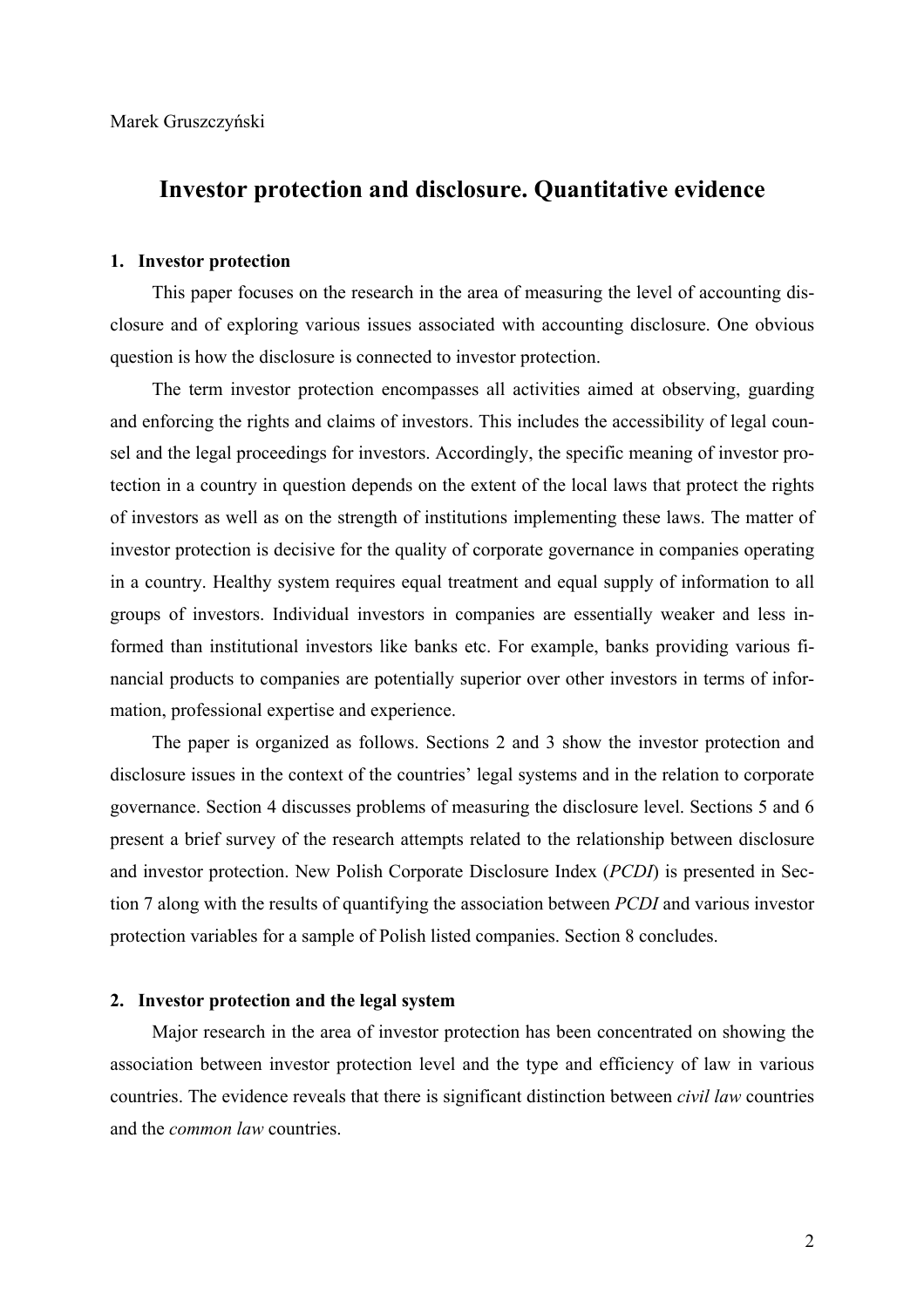Marek Gruszczyński

# Investor protection and disclosure. Quantitative evidence

## 1. Investor protection

This paper focuses on the research in the area of measuring the level of accounting disclosure and of exploring various issues associated with accounting disclosure. One obvious question is how the disclosure is connected to investor protection.

The term investor protection encompasses all activities aimed at observing, guarding and enforcing the rights and claims of investors. This includes the accessibility of legal counsel and the legal proceedings for investors. Accordingly, the specific meaning of investor protection in a country in question depends on the extent of the local laws that protect the rights of investors as well as on the strength of institutions implementing these laws. The matter of investor protection is decisive for the quality of corporate governance in companies operating in a country. Healthy system requires equal treatment and equal supply of information to all groups of investors. Individual investors in companies are essentially weaker and less informed than institutional investors like banks etc. For example, banks providing various financial products to companies are potentially superior over other investors in terms of information, professional expertise and experience.

The paper is organized as follows. Sections 2 and 3 show the investor protection and disclosure issues in the context of the countries' legal systems and in the relation to corporate governance. Section 4 discusses problems of measuring the disclosure level. Sections 5 and 6 present a brief survey of the research attempts related to the relationship between disclosure and investor protection. New Polish Corporate Disclosure Index (*PCDI*) is presented in Section 7 along with the results of quantifying the association between *PCDI* and various investor protection variables for a sample of Polish listed companies. Section 8 concludes.

## 2. Investor protection and the legal system

Major research in the area of investor protection has been concentrated on showing the association between investor protection level and the type and efficiency of law in various countries. The evidence reveals that there is significant distinction between *civil law* countries and the *common law* countries.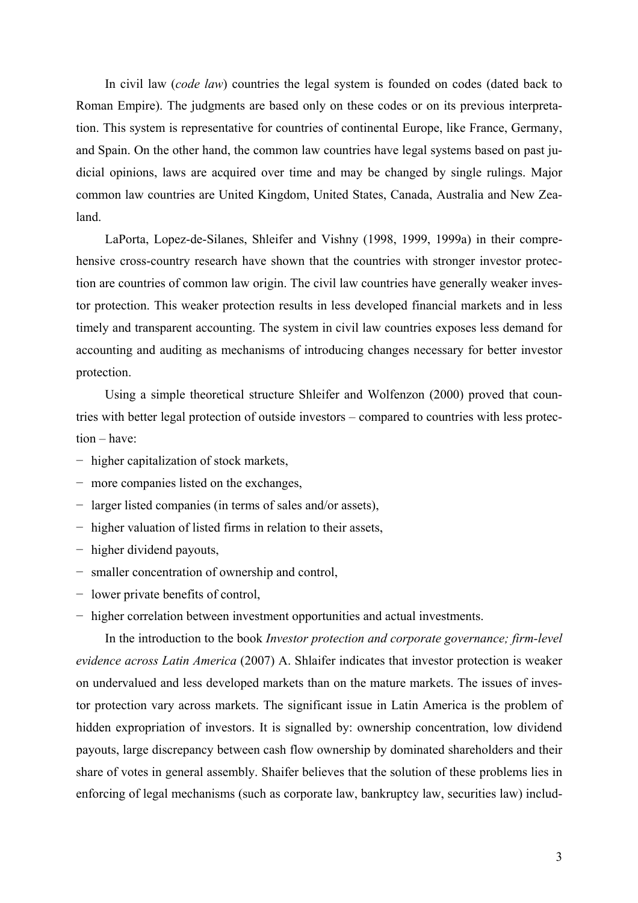In civil law (*code law*) countries the legal system is founded on codes (dated back to Roman Empire). The judgments are based only on these codes or on its previous interpretation. This system is representative for countries of continental Europe, like France, Germany, and Spain. On the other hand, the common law countries have legal systems based on past judicial opinions, laws are acquired over time and may be changed by single rulings. Major common law countries are United Kingdom, United States, Canada, Australia and New Zealand.

LaPorta, Lopez-de-Silanes, Shleifer and Vishny (1998, 1999, 1999a) in their comprehensive cross-country research have shown that the countries with stronger investor protection are countries of common law origin. The civil law countries have generally weaker investor protection. This weaker protection results in less developed financial markets and in less timely and transparent accounting. The system in civil law countries exposes less demand for accounting and auditing as mechanisms of introducing changes necessary for better investor protection.

Using a simple theoretical structure Shleifer and Wolfenzon (2000) proved that countries with better legal protection of outside investors – compared to countries with less protection – have:

- higher capitalization of stock markets,
- more companies listed on the exchanges,
- larger listed companies (in terms of sales and/or assets),
- higher valuation of listed firms in relation to their assets,
- higher dividend payouts,
- smaller concentration of ownership and control,
- lower private benefits of control,
- higher correlation between investment opportunities and actual investments.

In the introduction to the book *Investor protection and corporate governance; firm-level evidence across Latin America* (2007) A. Shlaifer indicates that investor protection is weaker on undervalued and less developed markets than on the mature markets. The issues of investor protection vary across markets. The significant issue in Latin America is the problem of hidden expropriation of investors. It is signalled by: ownership concentration, low dividend payouts, large discrepancy between cash flow ownership by dominated shareholders and their share of votes in general assembly. Shaifer believes that the solution of these problems lies in enforcing of legal mechanisms (such as corporate law, bankruptcy law, securities law) includ-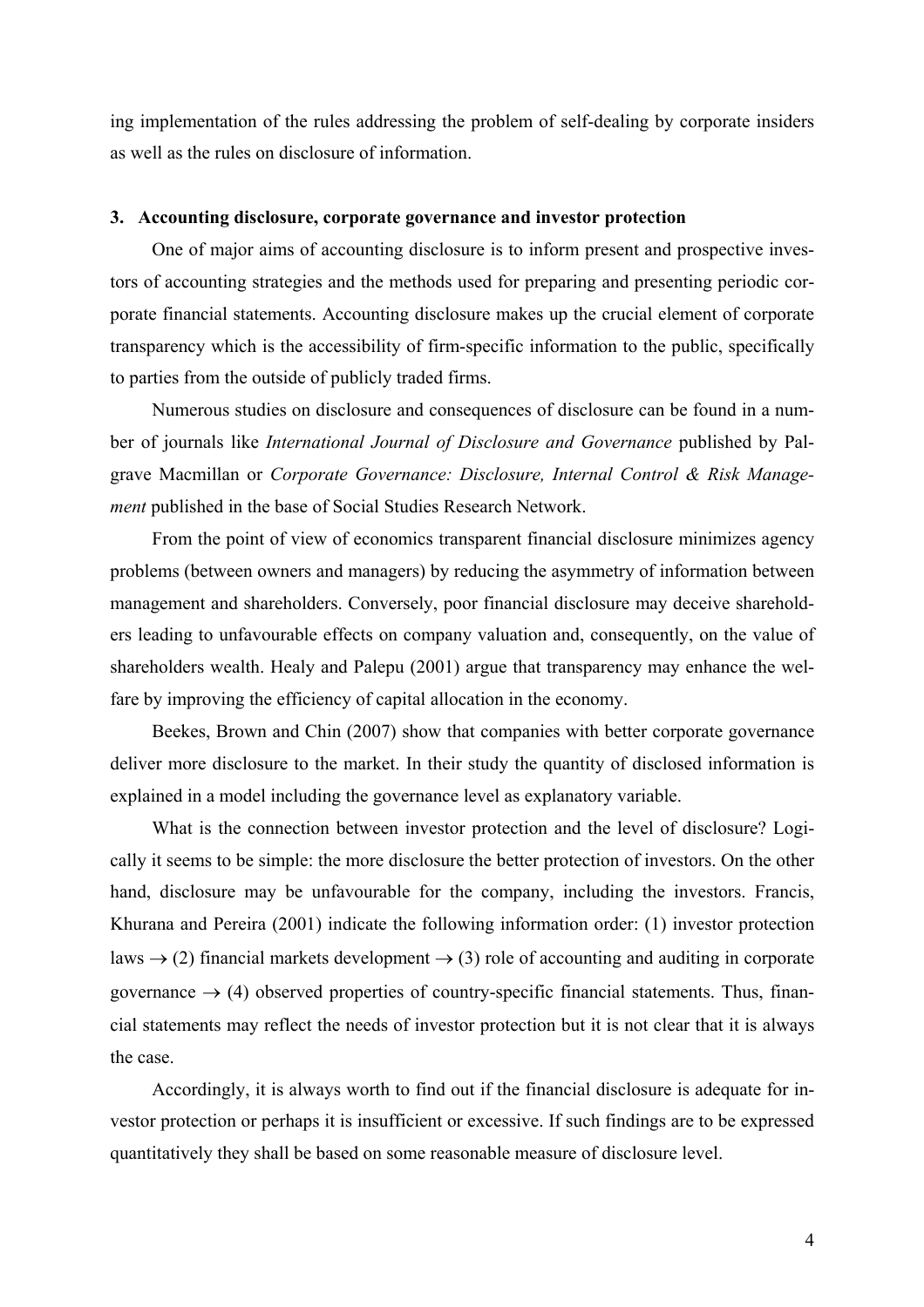ing implementation of the rules addressing the problem of self-dealing by corporate insiders as well as the rules on disclosure of information.

## 3. Accounting disclosure, corporate governance and investor protection

One of major aims of accounting disclosure is to inform present and prospective investors of accounting strategies and the methods used for preparing and presenting periodic corporate financial statements. Accounting disclosure makes up the crucial element of corporate transparency which is the accessibility of firm-specific information to the public, specifically to parties from the outside of publicly traded firms.

Numerous studies on disclosure and consequences of disclosure can be found in a number of journals like *International Journal of Disclosure and Governance* published by Palgrave Macmillan or *Corporate Governance: Disclosure, Internal Control & Risk Management* published in the base of Social Studies Research Network.

From the point of view of economics transparent financial disclosure minimizes agency problems (between owners and managers) by reducing the asymmetry of information between management and shareholders. Conversely, poor financial disclosure may deceive shareholders leading to unfavourable effects on company valuation and, consequently, on the value of shareholders wealth. Healy and Palepu (2001) argue that transparency may enhance the welfare by improving the efficiency of capital allocation in the economy.

Beekes, Brown and Chin (2007) show that companies with better corporate governance deliver more disclosure to the market. In their study the quantity of disclosed information is explained in a model including the governance level as explanatory variable.

What is the connection between investor protection and the level of disclosure? Logically it seems to be simple: the more disclosure the better protection of investors. On the other hand, disclosure may be unfavourable for the company, including the investors. Francis, Khurana and Pereira (2001) indicate the following information order: (1) investor protection laws $\rightarrow$ (2) financial markets development $\rightarrow$ (3) role of accounting and auditing in corporate governance $\rightarrow$ (4) observed properties of country-specific financial statements. Thus, financial statements may reflect the needs of investor protection but it is not clear that it is always the case.

Accordingly, it is always worth to find out if the financial disclosure is adequate for investor protection or perhaps it is insufficient or excessive. If such findings are to be expressed quantitatively they shall be based on some reasonable measure of disclosure level.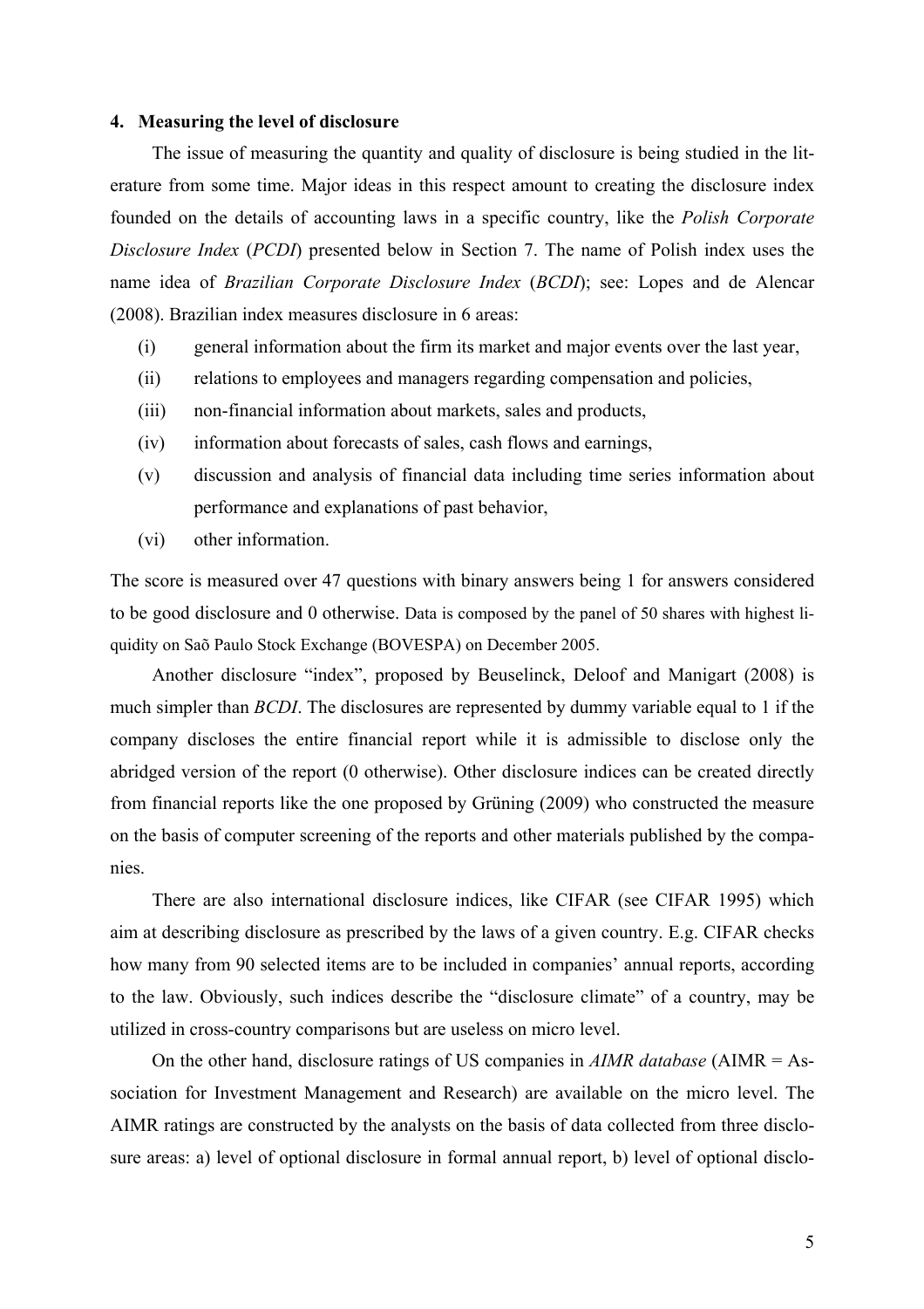#### 4. Measuring the level of disclosure

The issue of measuring the quantity and quality of disclosure is being studied in the literature from some time. Major ideas in this respect amount to creating the disclosure index founded on the details of accounting laws in a specific country, like the *Polish Corporate Disclosure Index* (*PCDI*) presented below in Section 7. The name of Polish index uses the name idea of *Brazilian Corporate Disclosure Index* (*BCDI*); see: Lopes and de Alencar (2008). Brazilian index measures disclosure in 6 areas:

(i) general information about the firm its market and major events over the last year,

(ii) relations to employees and managers regarding compensation and policies,

(iii) non-financial information about markets, sales and products,

(iv) information about forecasts of sales, cash flows and earnings,

(v) discussion and analysis of financial data including time series information about performance and explanations of past behavior,

(vi) other information.

The score is measured over 47 questions with binary answers being 1 for answers considered to be good disclosure and 0 otherwise. Data is composed by the panel of 50 shares with highest liquidity on Saõ Paulo Stock Exchange (BOVESPA) on December 2005.

Another disclosure "index", proposed by Beuselinck, Deloof and Manigart (2008) is much simpler than *BCDI*. The disclosures are represented by dummy variable equal to 1 if the company discloses the entire financial report while it is admissible to disclose only the abridged version of the report (0 otherwise). Other disclosure indices can be created directly from financial reports like the one proposed by Grüning (2009) who constructed the measure on the basis of computer screening of the reports and other materials published by the companies.

There are also international disclosure indices, like CIFAR (see CIFAR 1995) which aim at describing disclosure as prescribed by the laws of a given country. E.g. CIFAR checks how many from 90 selected items are to be included in companies' annual reports, according to the law. Obviously, such indices describe the "disclosure climate" of a country, may be utilized in cross-country comparisons but are useless on micro level.

On the other hand, disclosure ratings of US companies in *AIMR database* (AIMR = Association for Investment Management and Research) are available on the micro level. The AIMR ratings are constructed by the analysts on the basis of data collected from three disclosure areas: a) level of optional disclosure in formal annual report, b) level of optional disclo-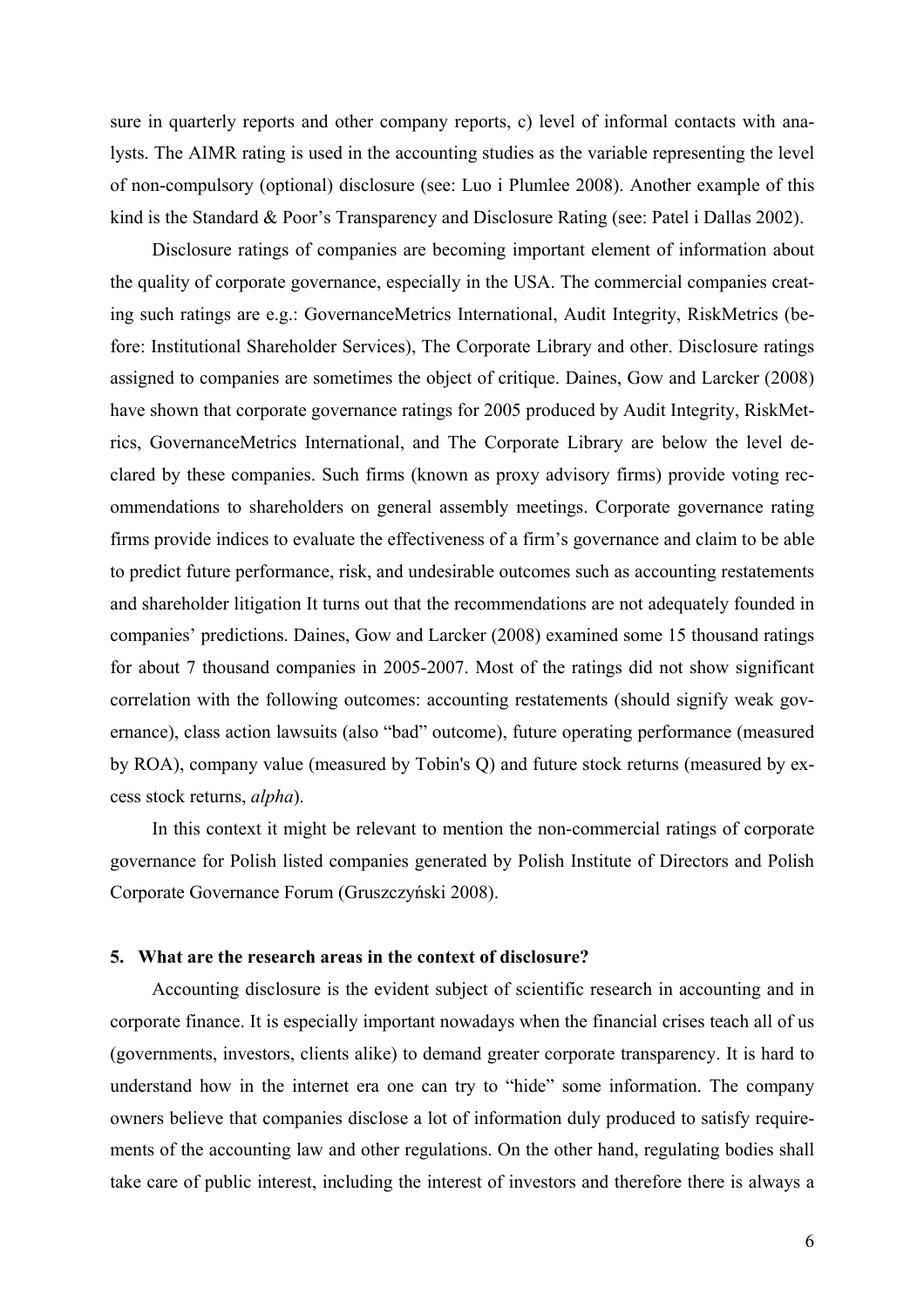sure in quarterly reports and other company reports, c) level of informal contacts with analysts. The AIMR rating is used in the accounting studies as the variable representing the level of non-compulsory (optional) disclosure (see: Luo i Plumlee 2008). Another example of this kind is the Standard & Poor's Transparency and Disclosure Rating (see: Patel i Dallas 2002).

Disclosure ratings of companies are becoming important element of information about the quality of corporate governance, especially in the USA. The commercial companies creating such ratings are e.g.: GovernanceMetrics International, Audit Integrity, RiskMetrics (before: Institutional Shareholder Services), The Corporate Library and other. Disclosure ratings assigned to companies are sometimes the object of critique. Daines, Gow and Larcker (2008) have shown that corporate governance ratings for 2005 produced by Audit Integrity, RiskMetrics, GovernanceMetrics International, and The Corporate Library are below the level declared by these companies. Such firms (known as proxy advisory firms) provide voting recommendations to shareholders on general assembly meetings. Corporate governance rating firms provide indices to evaluate the effectiveness of a firm's governance and claim to be able to predict future performance, risk, and undesirable outcomes such as accounting restatements and shareholder litigation It turns out that the recommendations are not adequately founded in companies' predictions. Daines, Gow and Larcker (2008) examined some 15 thousand ratings for about 7 thousand companies in 2005-2007. Most of the ratings did not show significant correlation with the following outcomes: accounting restatements (should signify weak governance), class action lawsuits (also "bad" outcome), future operating performance (measured by ROA), company value (measured by Tobin's Q) and future stock returns (measured by excess stock returns, *alpha*).

In this context it might be relevant to mention the non-commercial ratings of corporate governance for Polish listed companies generated by Polish Institute of Directors and Polish Corporate Governance Forum (Gruszczyński 2008).

## 5. What are the research areas in the context of disclosure?

Accounting disclosure is the evident subject of scientific research in accounting and in corporate finance. It is especially important nowadays when the financial crises teach all of us (governments, investors, clients alike) to demand greater corporate transparency. It is hard to understand how in the internet era one can try to "hide" some information. The company owners believe that companies disclose a lot of information duly produced to satisfy requirements of the accounting law and other regulations. On the other hand, regulating bodies shall take care of public interest, including the interest of investors and therefore there is always a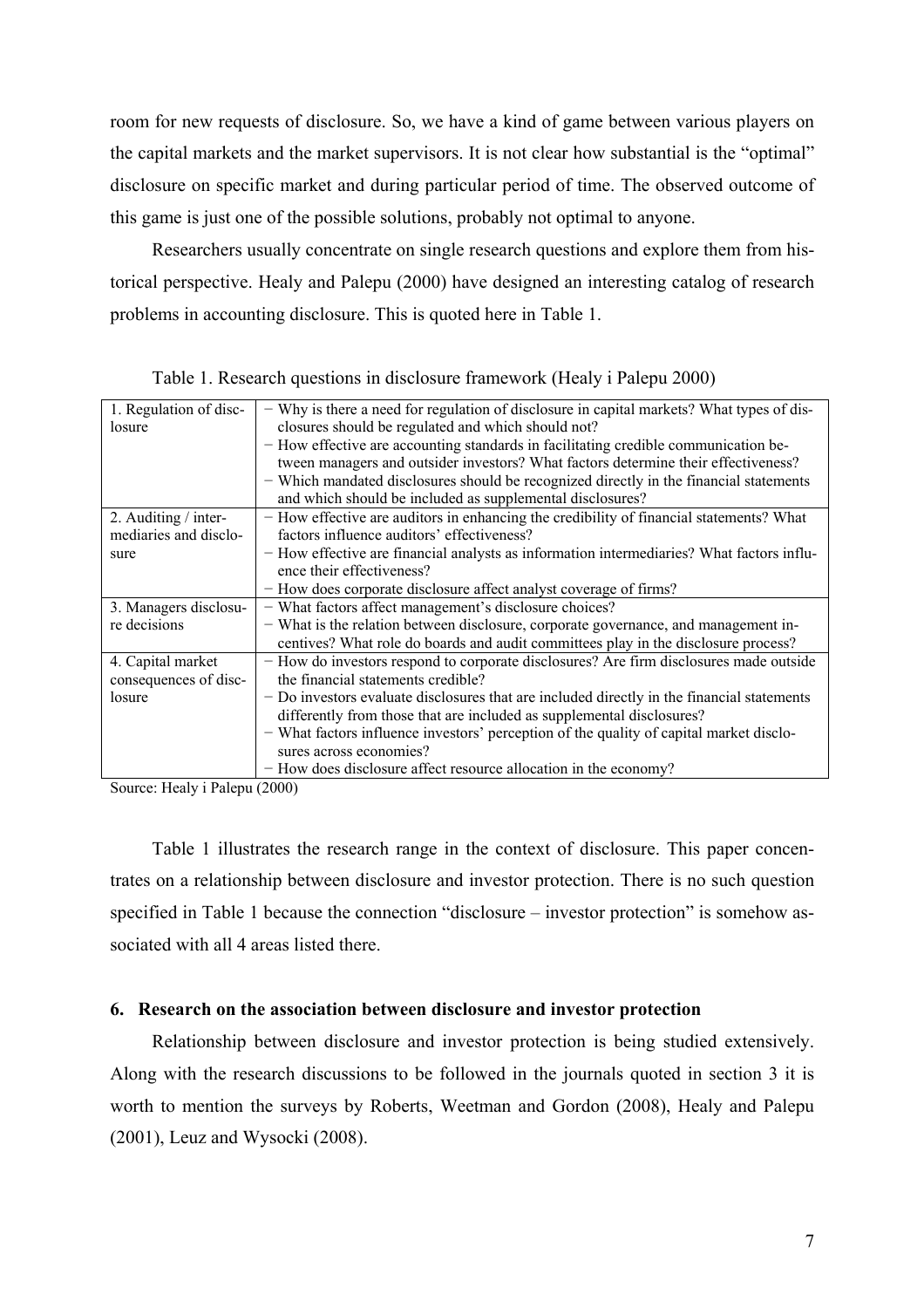room for new requests of disclosure. So, we have a kind of game between various players on the capital markets and the market supervisors. It is not clear how substantial is the "optimal" disclosure on specific market and during particular period of time. The observed outcome of this game is just one of the possible solutions, probably not optimal to anyone.

Researchers usually concentrate on single research questions and explore them from historical perspective. Healy and Palepu (2000) have designed an interesting catalog of research problems in accounting disclosure. This is quoted here in Table 1.

Table 1. Research questions in disclosure framework (Healy i Palepu 2000)

| | |
|---|---|
| 1. Regulation of disclosure | − Why is there a need for regulation of disclosure in capital markets? What types of disclosures should be regulated and which should not?<br>− How effective are accounting standards in facilitating credible communication between managers and outsider investors? What factors determine their effectiveness?<br>− Which mandated disclosures should be recognized directly in the financial statements and which should be included as supplemental disclosures? |
| 2. Auditing / intermediaries and disclosure | − How effective are auditors in enhancing the credibility of financial statements? What factors influence auditors' effectiveness?<br>− How effective are financial analysts as information intermediaries? What factors influence their effectiveness?<br>− How does corporate disclosure affect analyst coverage of firms? |
| 3. Managers disclosure decisions | − What factors affect management's disclosure choices?<br>− What is the relation between disclosure, corporate governance, and management incentives? What role do boards and audit committees play in the disclosure process? |
| 4. Capital market consequences of disclosure | − How do investors respond to corporate disclosures? Are firm disclosures made outside the financial statements credible?<br>− Do investors evaluate disclosures that are included directly in the financial statements differently from those that are included as supplemental disclosures?<br>− What factors influence investors' perception of the quality of capital market disclosures across economies?<br>− How does disclosure affect resource allocation in the economy? |

Source: Healy i Palepu (2000)

Table 1 illustrates the research range in the context of disclosure. This paper concentrates on a relationship between disclosure and investor protection. There is no such question specified in Table 1 because the connection "disclosure – investor protection" is somehow associated with all 4 areas listed there.

## 6. Research on the association between disclosure and investor protection

Relationship between disclosure and investor protection is being studied extensively. Along with the research discussions to be followed in the journals quoted in section 3 it is worth to mention the surveys by Roberts, Weetman and Gordon (2008), Healy and Palepu (2001), Leuz and Wysocki (2008).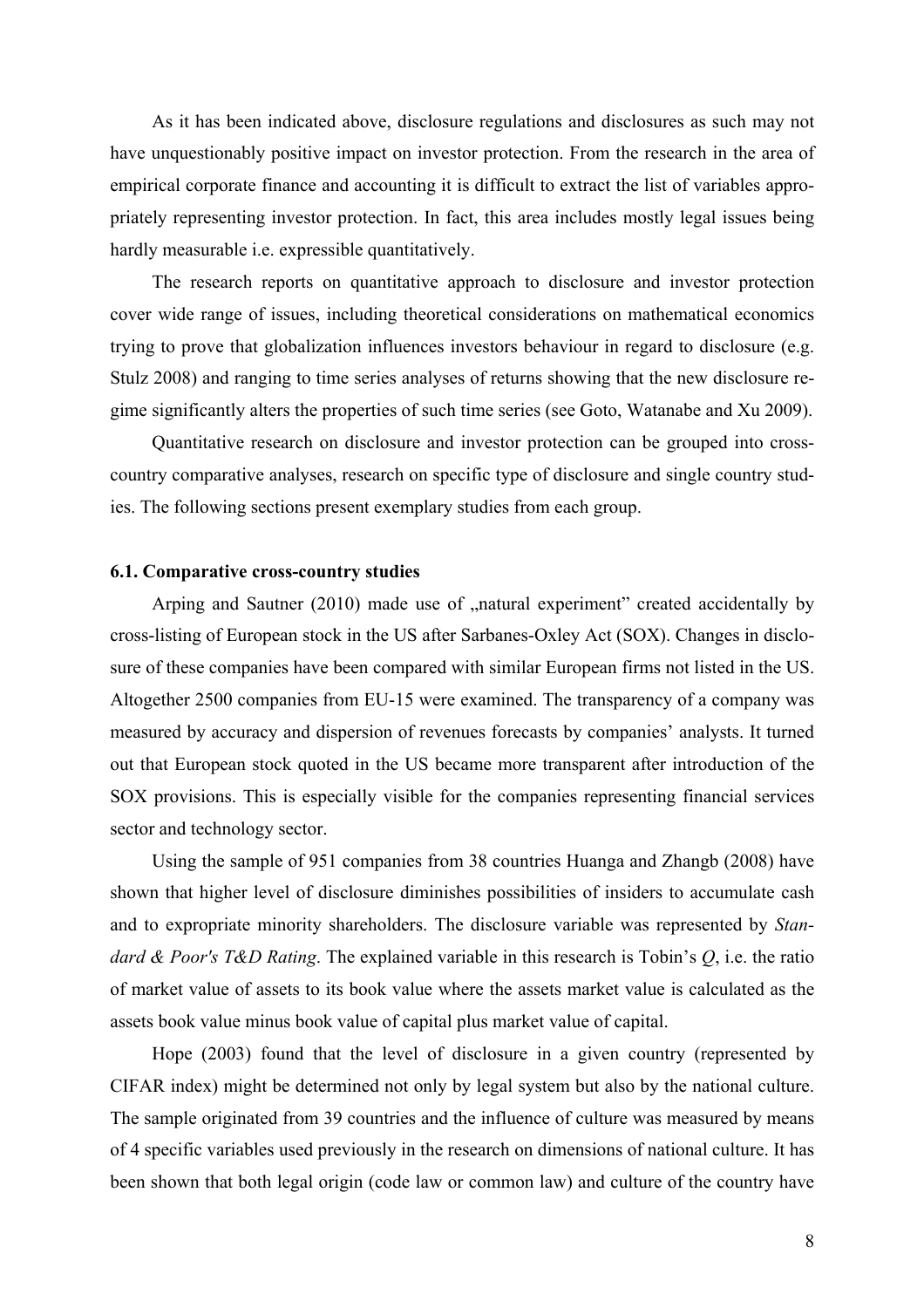As it has been indicated above, disclosure regulations and disclosures as such may not have unquestionably positive impact on investor protection. From the research in the area of empirical corporate finance and accounting it is difficult to extract the list of variables appropriately representing investor protection. In fact, this area includes mostly legal issues being hardly measurable i.e. expressible quantitatively.

The research reports on quantitative approach to disclosure and investor protection cover wide range of issues, including theoretical considerations on mathematical economics trying to prove that globalization influences investors behaviour in regard to disclosure (e.g. Stulz 2008) and ranging to time series analyses of returns showing that the new disclosure regime significantly alters the properties of such time series (see Goto, Watanabe and Xu 2009).

Quantitative research on disclosure and investor protection can be grouped into cross-country comparative analyses, research on specific type of disclosure and single country studies. The following sections present exemplary studies from each group.

### 6.1. Comparative cross-country studies

Arping and Sautner (2010) made use of „natural experiment" created accidentally by cross-listing of European stock in the US after Sarbanes-Oxley Act (SOX). Changes in disclosure of these companies have been compared with similar European firms not listed in the US. Altogether 2500 companies from EU-15 were examined. The transparency of a company was measured by accuracy and dispersion of revenues forecasts by companies' analysts. It turned out that European stock quoted in the US became more transparent after introduction of the SOX provisions. This is especially visible for the companies representing financial services sector and technology sector.

Using the sample of 951 companies from 38 countries Huanga and Zhangb (2008) have shown that higher level of disclosure diminishes possibilities of insiders to accumulate cash and to expropriate minority shareholders. The disclosure variable was represented by *Standard & Poor's T&D Rating*. The explained variable in this research is Tobin's *Q*, i.e. the ratio of market value of assets to its book value where the assets market value is calculated as the assets book value minus book value of capital plus market value of capital.

Hope (2003) found that the level of disclosure in a given country (represented by CIFAR index) might be determined not only by legal system but also by the national culture. The sample originated from 39 countries and the influence of culture was measured by means of 4 specific variables used previously in the research on dimensions of national culture. It has been shown that both legal origin (code law or common law) and culture of the country have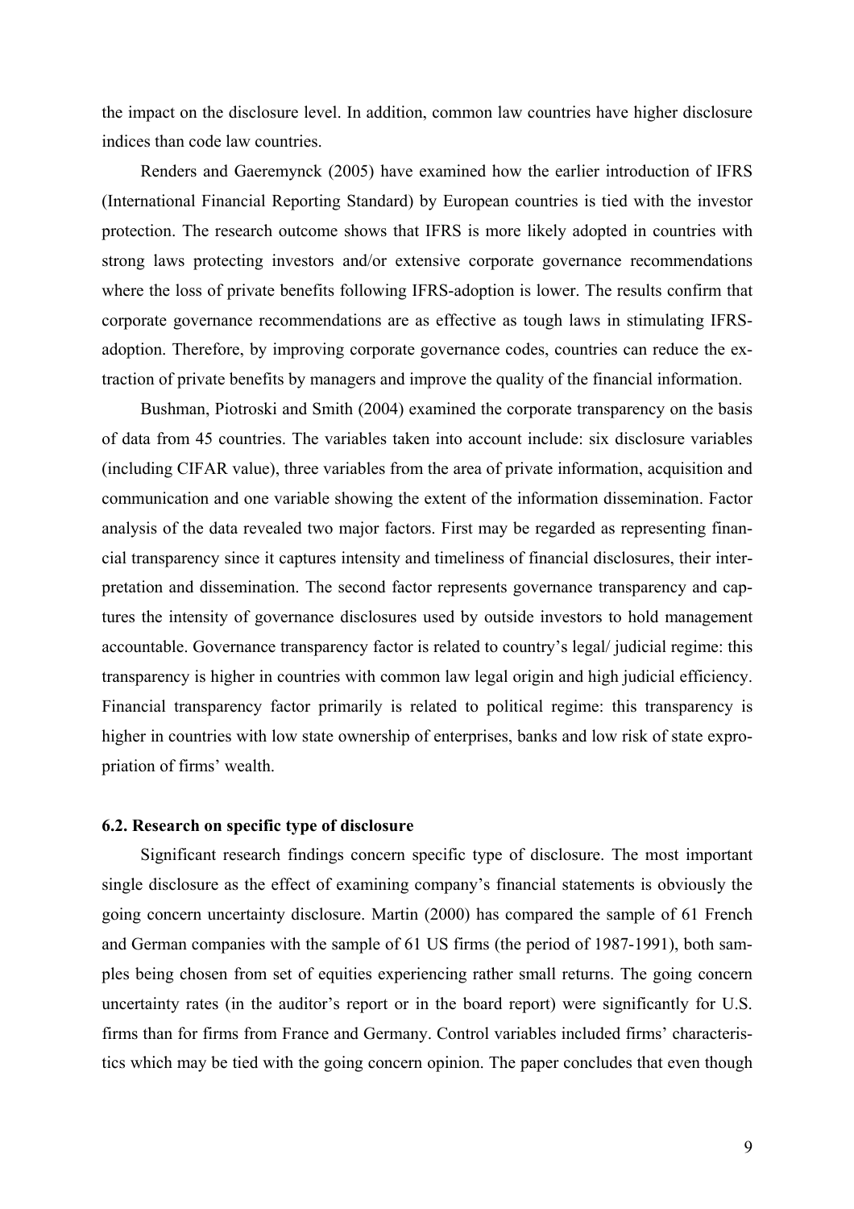the impact on the disclosure level. In addition, common law countries have higher disclosure indices than code law countries.

Renders and Gaeremynck (2005) have examined how the earlier introduction of IFRS (International Financial Reporting Standard) by European countries is tied with the investor protection. The research outcome shows that IFRS is more likely adopted in countries with strong laws protecting investors and/or extensive corporate governance recommendations where the loss of private benefits following IFRS-adoption is lower. The results confirm that corporate governance recommendations are as effective as tough laws in stimulating IFRS-adoption. Therefore, by improving corporate governance codes, countries can reduce the extraction of private benefits by managers and improve the quality of the financial information.

Bushman, Piotroski and Smith (2004) examined the corporate transparency on the basis of data from 45 countries. The variables taken into account include: six disclosure variables (including CIFAR value), three variables from the area of private information, acquisition and communication and one variable showing the extent of the information dissemination. Factor analysis of the data revealed two major factors. First may be regarded as representing financial transparency since it captures intensity and timeliness of financial disclosures, their interpretation and dissemination. The second factor represents governance transparency and captures the intensity of governance disclosures used by outside investors to hold management accountable. Governance transparency factor is related to country's legal/ judicial regime: this transparency is higher in countries with common law legal origin and high judicial efficiency. Financial transparency factor primarily is related to political regime: this transparency is higher in countries with low state ownership of enterprises, banks and low risk of state expropriation of firms' wealth.

### 6.2. Research on specific type of disclosure

Significant research findings concern specific type of disclosure. The most important single disclosure as the effect of examining company's financial statements is obviously the going concern uncertainty disclosure. Martin (2000) has compared the sample of 61 French and German companies with the sample of 61 US firms (the period of 1987-1991), both samples being chosen from set of equities experiencing rather small returns. The going concern uncertainty rates (in the auditor's report or in the board report) were significantly for U.S. firms than for firms from France and Germany. Control variables included firms' characteristics which may be tied with the going concern opinion. The paper concludes that even though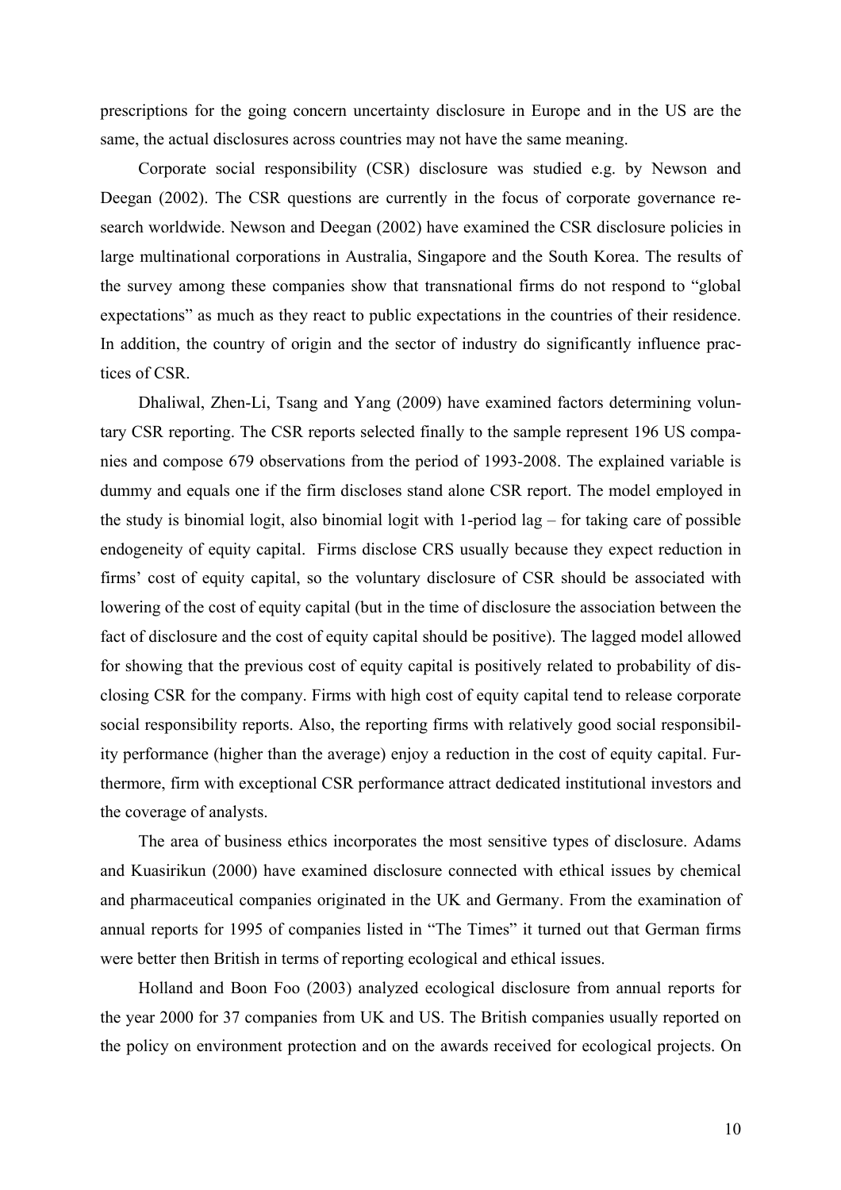prescriptions for the going concern uncertainty disclosure in Europe and in the US are the same, the actual disclosures across countries may not have the same meaning.

Corporate social responsibility (CSR) disclosure was studied e.g. by Newson and Deegan (2002). The CSR questions are currently in the focus of corporate governance research worldwide. Newson and Deegan (2002) have examined the CSR disclosure policies in large multinational corporations in Australia, Singapore and the South Korea. The results of the survey among these companies show that transnational firms do not respond to "global expectations" as much as they react to public expectations in the countries of their residence. In addition, the country of origin and the sector of industry do significantly influence practices of CSR.

Dhaliwal, Zhen-Li, Tsang and Yang (2009) have examined factors determining voluntary CSR reporting. The CSR reports selected finally to the sample represent 196 US companies and compose 679 observations from the period of 1993-2008. The explained variable is dummy and equals one if the firm discloses stand alone CSR report. The model employed in the study is binomial logit, also binomial logit with 1-period lag – for taking care of possible endogeneity of equity capital. Firms disclose CRS usually because they expect reduction in firms' cost of equity capital, so the voluntary disclosure of CSR should be associated with lowering of the cost of equity capital (but in the time of disclosure the association between the fact of disclosure and the cost of equity capital should be positive). The lagged model allowed for showing that the previous cost of equity capital is positively related to probability of disclosing CSR for the company. Firms with high cost of equity capital tend to release corporate social responsibility reports. Also, the reporting firms with relatively good social responsibility performance (higher than the average) enjoy a reduction in the cost of equity capital. Furthermore, firm with exceptional CSR performance attract dedicated institutional investors and the coverage of analysts.

The area of business ethics incorporates the most sensitive types of disclosure. Adams and Kuasirikun (2000) have examined disclosure connected with ethical issues by chemical and pharmaceutical companies originated in the UK and Germany. From the examination of annual reports for 1995 of companies listed in "The Times" it turned out that German firms were better then British in terms of reporting ecological and ethical issues.

Holland and Boon Foo (2003) analyzed ecological disclosure from annual reports for the year 2000 for 37 companies from UK and US. The British companies usually reported on the policy on environment protection and on the awards received for ecological projects. On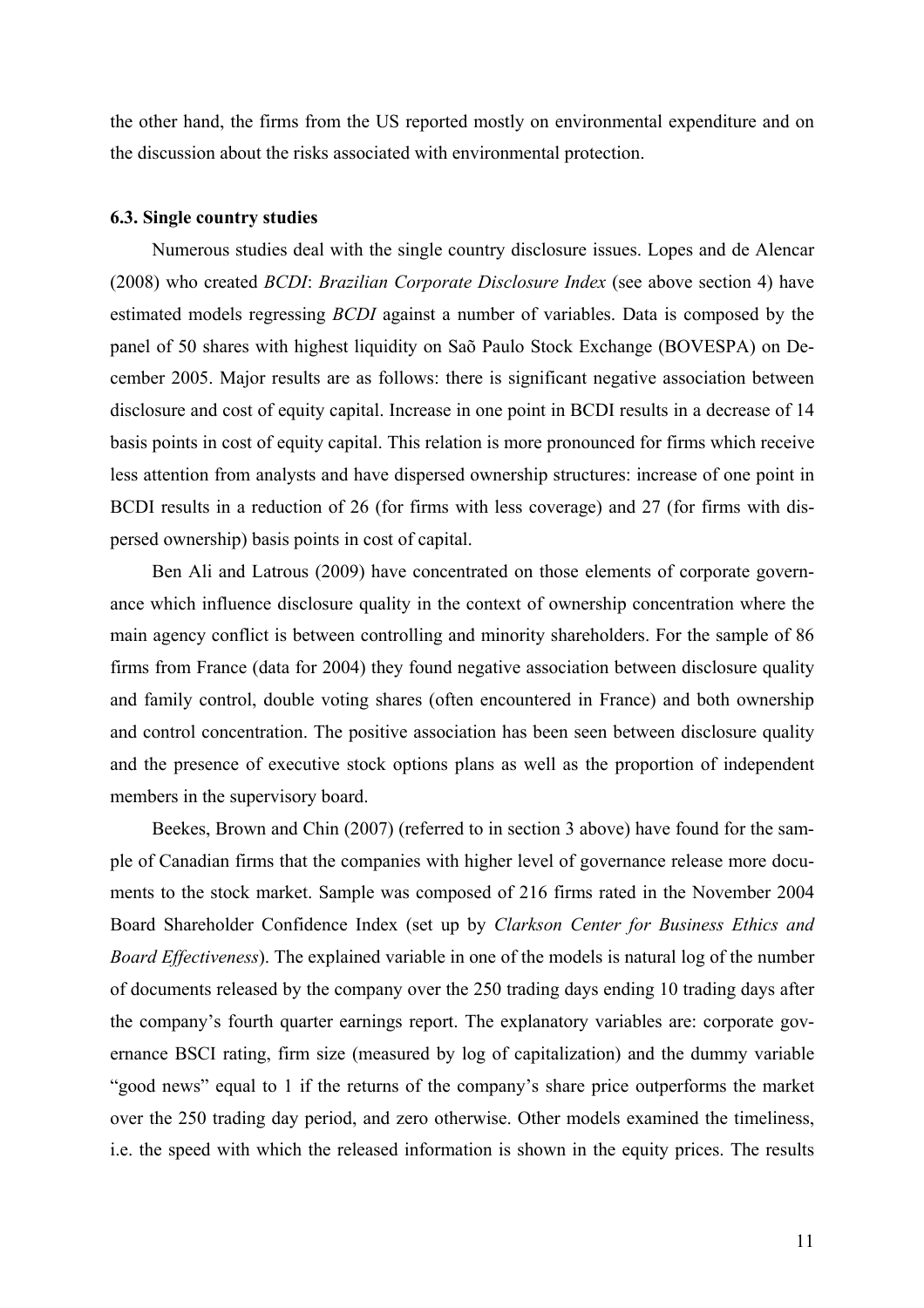the other hand, the firms from the US reported mostly on environmental expenditure and on the discussion about the risks associated with environmental protection.

### 6.3. Single country studies

Numerous studies deal with the single country disclosure issues. Lopes and de Alencar (2008) who created *BCDI*: *Brazilian Corporate Disclosure Index* (see above section 4) have estimated models regressing *BCDI* against a number of variables. Data is composed by the panel of 50 shares with highest liquidity on Saõ Paulo Stock Exchange (BOVESPA) on December 2005. Major results are as follows: there is significant negative association between disclosure and cost of equity capital. Increase in one point in BCDI results in a decrease of 14 basis points in cost of equity capital. This relation is more pronounced for firms which receive less attention from analysts and have dispersed ownership structures: increase of one point in BCDI results in a reduction of 26 (for firms with less coverage) and 27 (for firms with dispersed ownership) basis points in cost of capital.

Ben Ali and Latrous (2009) have concentrated on those elements of corporate governance which influence disclosure quality in the context of ownership concentration where the main agency conflict is between controlling and minority shareholders. For the sample of 86 firms from France (data for 2004) they found negative association between disclosure quality and family control, double voting shares (often encountered in France) and both ownership and control concentration. The positive association has been seen between disclosure quality and the presence of executive stock options plans as well as the proportion of independent members in the supervisory board.

Beekes, Brown and Chin (2007) (referred to in section 3 above) have found for the sample of Canadian firms that the companies with higher level of governance release more documents to the stock market. Sample was composed of 216 firms rated in the November 2004 Board Shareholder Confidence Index (set up by *Clarkson Center for Business Ethics and Board Effectiveness*). The explained variable in one of the models is natural log of the number of documents released by the company over the 250 trading days ending 10 trading days after the company's fourth quarter earnings report. The explanatory variables are: corporate governance BSCI rating, firm size (measured by log of capitalization) and the dummy variable "good news" equal to 1 if the returns of the company's share price outperforms the market over the 250 trading day period, and zero otherwise. Other models examined the timeliness, i.e. the speed with which the released information is shown in the equity prices. The results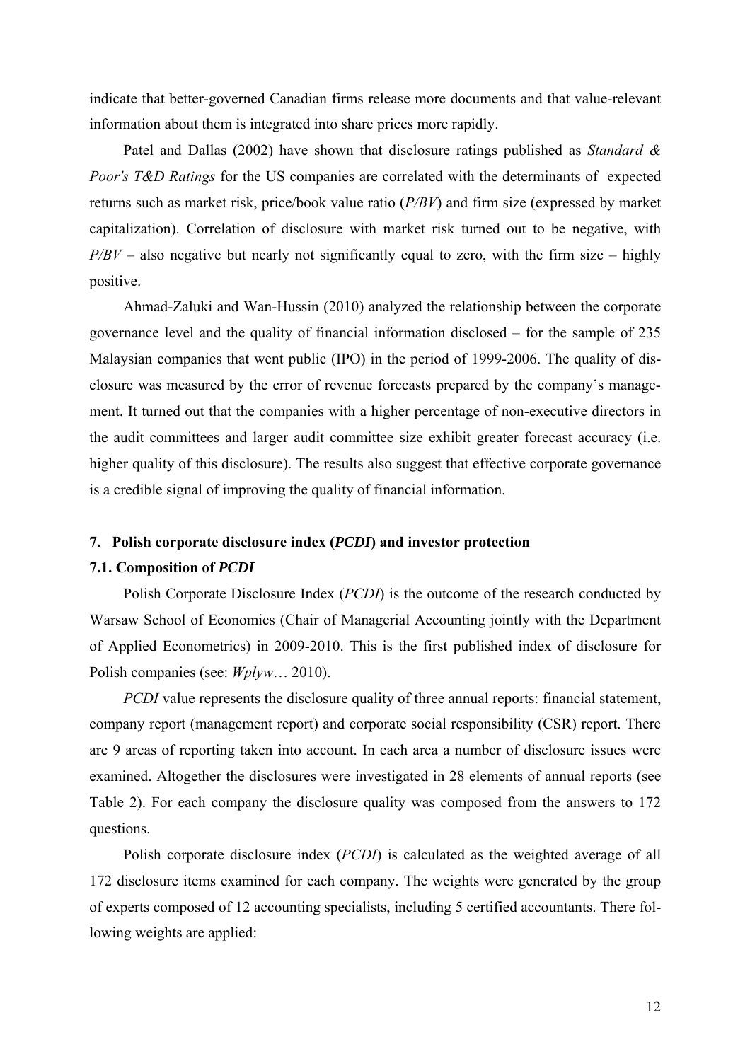indicate that better-governed Canadian firms release more documents and that value-relevant information about them is integrated into share prices more rapidly.

Patel and Dallas (2002) have shown that disclosure ratings published as *Standard & Poor's T&D Ratings* for the US companies are correlated with the determinants of expected returns such as market risk, price/book value ratio (*P/BV*) and firm size (expressed by market capitalization). Correlation of disclosure with market risk turned out to be negative, with *P/BV* – also negative but nearly not significantly equal to zero, with the firm size – highly positive.

Ahmad-Zaluki and Wan-Hussin (2010) analyzed the relationship between the corporate governance level and the quality of financial information disclosed – for the sample of 235 Malaysian companies that went public (IPO) in the period of 1999-2006. The quality of disclosure was measured by the error of revenue forecasts prepared by the company's management. It turned out that the companies with a higher percentage of non-executive directors in the audit committees and larger audit committee size exhibit greater forecast accuracy (i.e. higher quality of this disclosure). The results also suggest that effective corporate governance is a credible signal of improving the quality of financial information.

## 7. Polish corporate disclosure index (*PCDI*) and investor protection

### 7.1. Composition of *PCDI*

Polish Corporate Disclosure Index (*PCDI*) is the outcome of the research conducted by Warsaw School of Economics (Chair of Managerial Accounting jointly with the Department of Applied Econometrics) in 2009-2010. This is the first published index of disclosure for Polish companies (see: *Wpływ*… 2010).

*PCDI* value represents the disclosure quality of three annual reports: financial statement, company report (management report) and corporate social responsibility (CSR) report. There are 9 areas of reporting taken into account. In each area a number of disclosure issues were examined. Altogether the disclosures were investigated in 28 elements of annual reports (see Table 2). For each company the disclosure quality was composed from the answers to 172 questions.

Polish corporate disclosure index (*PCDI*) is calculated as the weighted average of all 172 disclosure items examined for each company. The weights were generated by the group of experts composed of 12 accounting specialists, including 5 certified accountants. There following weights are applied: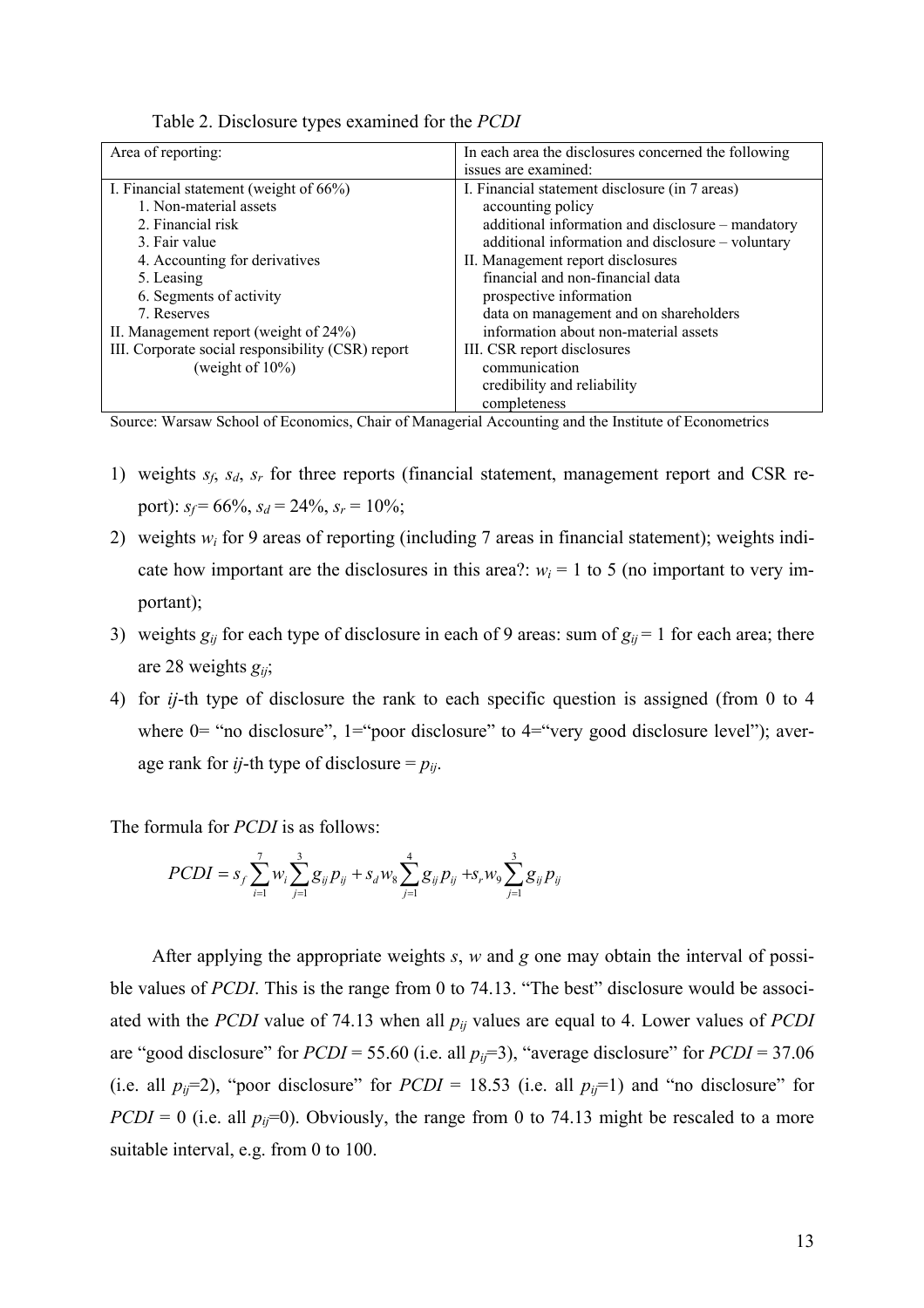Table 2. Disclosure types examined for the *PCDI*

| Area of reporting: | In each area the disclosures concerned the following issues are examined: |
|---|---|
| I. Financial statement (weight of 66%)<br>1. Non-material assets<br>2. Financial risk<br>3. Fair value<br>4. Accounting for derivatives<br>5. Leasing<br>6. Segments of activity<br>7. Reserves<br>II. Management report (weight of 24%)<br>III. Corporate social responsibility (CSR) report (weight of 10%) | I. Financial statement disclosure (in 7 areas)<br>accounting policy<br>additional information and disclosure – mandatory<br>additional information and disclosure – voluntary<br>II. Management report disclosures<br>financial and non-financial data<br>prospective information<br>data on management and on shareholders<br>information about non-material assets<br>III. CSR report disclosures<br>communication<br>credibility and reliability<br>completeness |

Source: Warsaw School of Economics, Chair of Managerial Accounting and the Institute of Econometrics

1) weights $s_f$, $s_d$, $s_r$ for three reports (financial statement, management report and CSR report): $s_f = 66\%$, $s_d = 24\%$, $s_r = 10\%$;
2) weights $w_i$ for 9 areas of reporting (including 7 areas in financial statement); weights indicate how important are the disclosures in this area?: $w_i = 1$ to 5 (no important to very important);
3) weights $g_{ij}$ for each type of disclosure in each of 9 areas: sum of $g_{ij} = 1$ for each area; there are 28 weights $g_{ij}$;
4) for *ij*-th type of disclosure the rank to each specific question is assigned (from 0 to 4 where 0= "no disclosure", 1="poor disclosure" to 4="very good disclosure level"); average rank for *ij*-th type of disclosure = $p_{ij}$.

The formula for *PCDI* is as follows:

$$PCDI = s_f \sum_{i=1}^{7} w_i \sum_{j=1}^{3} g_{ij} p_{ij} + s_d w_8 \sum_{j=1}^{4} g_{ij} p_{ij} + s_r w_9 \sum_{j=1}^{3} g_{ij} p_{ij}$$

After applying the appropriate weights *s*, *w* and *g* one may obtain the interval of possible values of *PCDI*. This is the range from 0 to 74.13. "The best" disclosure would be associated with the *PCDI* value of 74.13 when all $p_{ij}$ values are equal to 4. Lower values of *PCDI* are "good disclosure" for *PCDI* = 55.60 (i.e. all $p_{ij}$=3), "average disclosure" for *PCDI* = 37.06 (i.e. all $p_{ij}$=2), "poor disclosure" for *PCDI* = 18.53 (i.e. all $p_{ij}$=1) and "no disclosure" for *PCDI* = 0 (i.e. all $p_{ij}$=0). Obviously, the range from 0 to 74.13 might be rescaled to a more suitable interval, e.g. from 0 to 100.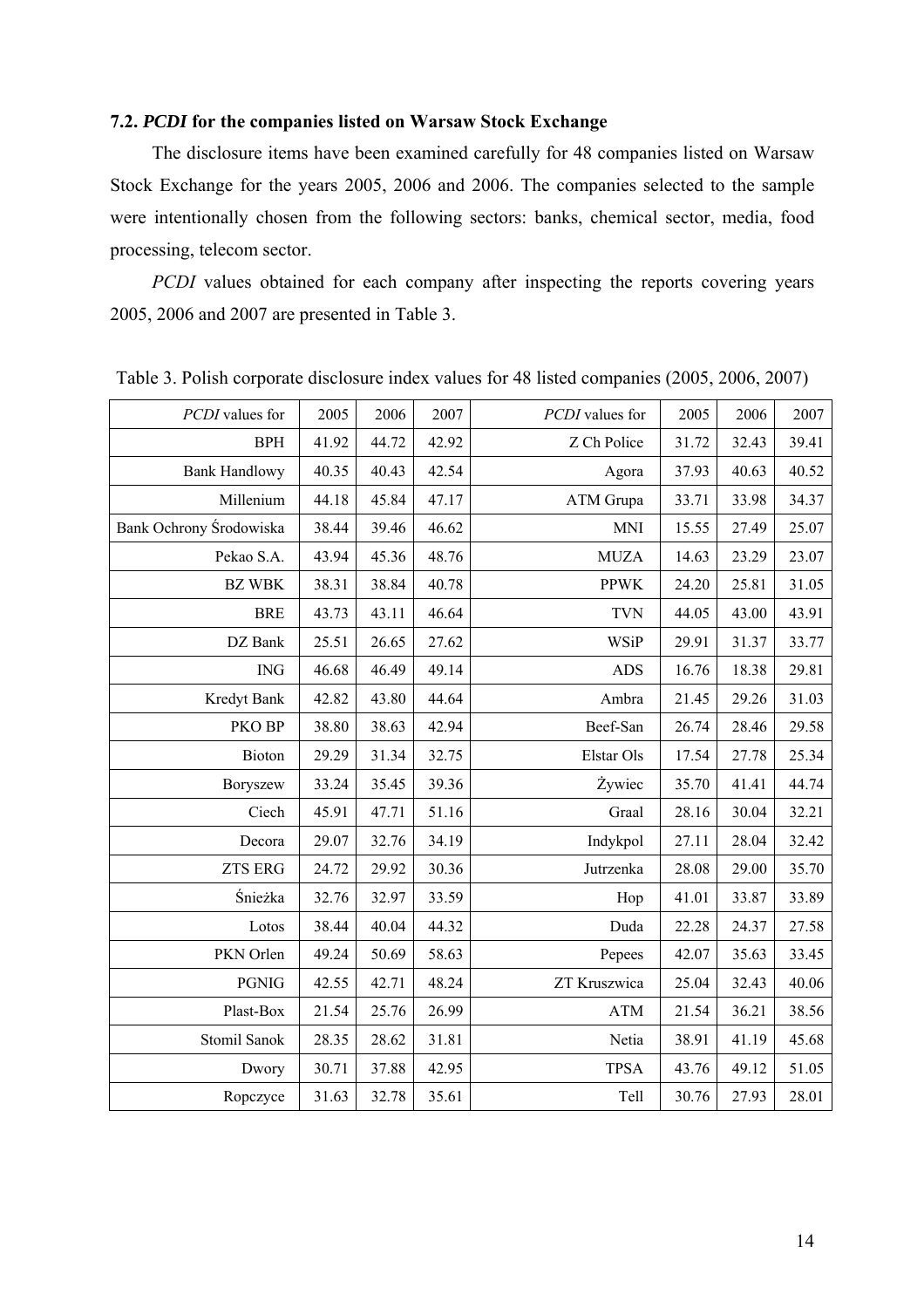### 7.2. *PCDI* for the companies listed on Warsaw Stock Exchange

The disclosure items have been examined carefully for 48 companies listed on Warsaw Stock Exchange for the years 2005, 2006 and 2006. The companies selected to the sample were intentionally chosen from the following sectors: banks, chemical sector, media, food processing, telecom sector.

*PCDI* values obtained for each company after inspecting the reports covering years 2005, 2006 and 2007 are presented in Table 3.

Table 3. Polish corporate disclosure index values for 48 listed companies (2005, 2006, 2007)

| *PCDI* values for | 2005 | 2006 | 2007 | *PCDI* values for | 2005 | 2006 | 2007 |
|---|---|---|---|---|---|---|---|
| BPH | 41.92 | 44.72 | 42.92 | Z Ch Police | 31.72 | 32.43 | 39.41 |
| Bank Handlowy | 40.35 | 40.43 | 42.54 | Agora | 37.93 | 40.63 | 40.52 |
| Millenium | 44.18 | 45.84 | 47.17 | ATM Grupa | 33.71 | 33.98 | 34.37 |
| Bank Ochrony Środowiska | 38.44 | 39.46 | 46.62 | MNI | 15.55 | 27.49 | 25.07 |
| Pekao S.A. | 43.94 | 45.36 | 48.76 | MUZA | 14.63 | 23.29 | 23.07 |
| BZ WBK | 38.31 | 38.84 | 40.78 | PPWK | 24.20 | 25.81 | 31.05 |
| BRE | 43.73 | 43.11 | 46.64 | TVN | 44.05 | 43.00 | 43.91 |
| DZ Bank | 25.51 | 26.65 | 27.62 | WSiP | 29.91 | 31.37 | 33.77 |
| ING | 46.68 | 46.49 | 49.14 | ADS | 16.76 | 18.38 | 29.81 |
| Kredyt Bank | 42.82 | 43.80 | 44.64 | Ambra | 21.45 | 29.26 | 31.03 |
| PKO BP | 38.80 | 38.63 | 42.94 | Beef-San | 26.74 | 28.46 | 29.58 |
| Bioton | 29.29 | 31.34 | 32.75 | Elstar Ols | 17.54 | 27.78 | 25.34 |
| Boryszew | 33.24 | 35.45 | 39.36 | Żywiec | 35.70 | 41.41 | 44.74 |
| Ciech | 45.91 | 47.71 | 51.16 | Graal | 28.16 | 30.04 | 32.21 |
| Decora | 29.07 | 32.76 | 34.19 | Indykpol | 27.11 | 28.04 | 32.42 |
| ZTS ERG | 24.72 | 29.92 | 30.36 | Jutrzenka | 28.08 | 29.00 | 35.70 |
| Śnieżka | 32.76 | 32.97 | 33.59 | Hop | 41.01 | 33.87 | 33.89 |
| Lotos | 38.44 | 40.04 | 44.32 | Duda | 22.28 | 24.37 | 27.58 |
| PKN Orlen | 49.24 | 50.69 | 58.63 | Pepees | 42.07 | 35.63 | 33.45 |
| PGNIG | 42.55 | 42.71 | 48.24 | ZT Kruszwica | 25.04 | 32.43 | 40.06 |
| Plast-Box | 21.54 | 25.76 | 26.99 | ATM | 21.54 | 36.21 | 38.56 |
| Stomil Sanok | 28.35 | 28.62 | 31.81 | Netia | 38.91 | 41.19 | 45.68 |
| Dwory | 30.71 | 37.88 | 42.95 | TPSA | 43.76 | 49.12 | 51.05 |
| Ropczyce | 31.63 | 32.78 | 35.61 | Tell | 30.76 | 27.93 | 28.01 |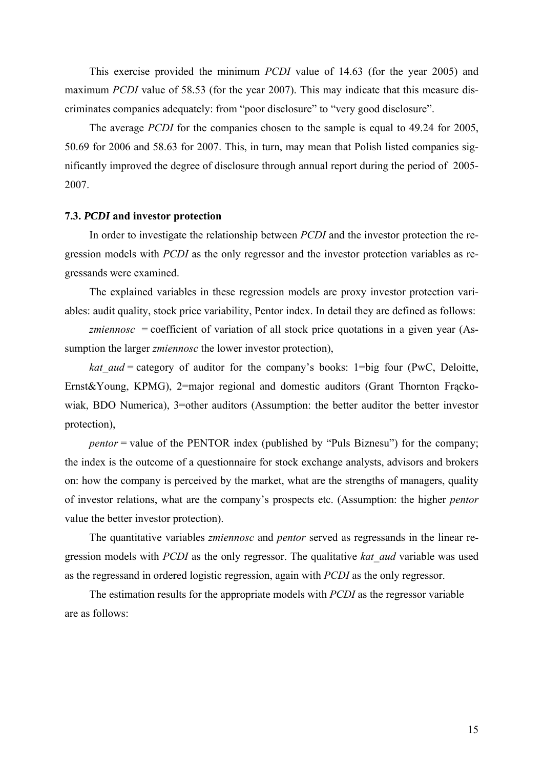This exercise provided the minimum *PCDI* value of 14.63 (for the year 2005) and maximum *PCDI* value of 58.53 (for the year 2007). This may indicate that this measure discriminates companies adequately: from "poor disclosure" to "very good disclosure".

The average *PCDI* for the companies chosen to the sample is equal to 49.24 for 2005, 50.69 for 2006 and 58.63 for 2007. This, in turn, may mean that Polish listed companies significantly improved the degree of disclosure through annual report during the period of 2005-2007.

### 7.3. *PCDI* and investor protection

In order to investigate the relationship between *PCDI* and the investor protection the regression models with *PCDI* as the only regressor and the investor protection variables as regressands were examined.

The explained variables in these regression models are proxy investor protection variables: audit quality, stock price variability, Pentor index. In detail they are defined as follows:

*zmiennosc* = coefficient of variation of all stock price quotations in a given year (Assumption the larger *zmiennosc* the lower investor protection),

*kat_aud* = category of auditor for the company's books: 1=big four (PwC, Deloitte, Ernst&Young, KPMG), 2=major regional and domestic auditors (Grant Thornton Frąckowiak, BDO Numerica), 3=other auditors (Assumption: the better auditor the better investor protection),

*pentor* = value of the PENTOR index (published by "Puls Biznesu") for the company; the index is the outcome of a questionnaire for stock exchange analysts, advisors and brokers on: how the company is perceived by the market, what are the strengths of managers, quality of investor relations, what are the company's prospects etc. (Assumption: the higher *pentor* value the better investor protection).

The quantitative variables *zmiennosc* and *pentor* served as regressands in the linear regression models with *PCDI* as the only regressor. The qualitative *kat_aud* variable was used as the regressand in ordered logistic regression, again with *PCDI* as the only regressor.

The estimation results for the appropriate models with *PCDI* as the regressor variable are as follows: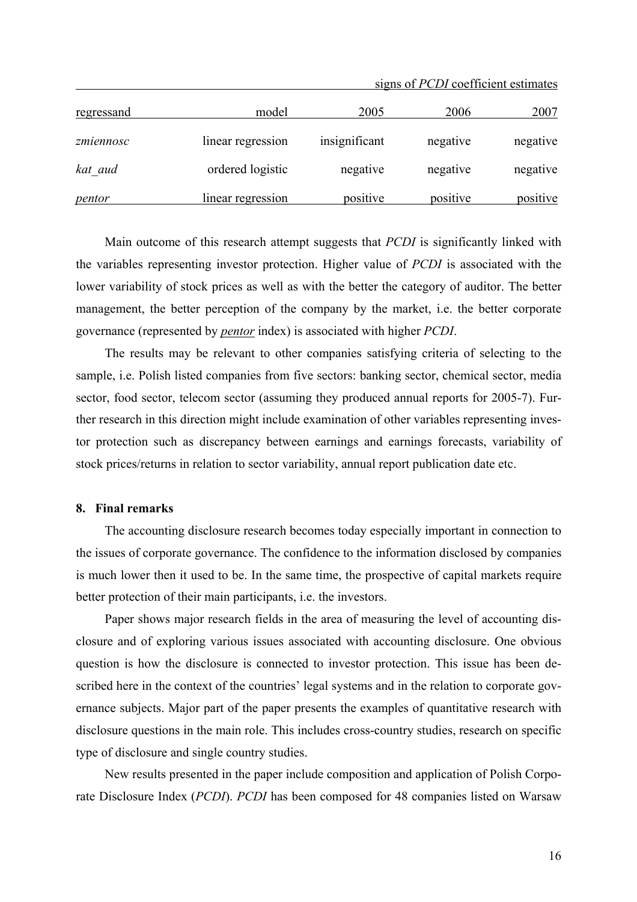| | | signs of *PCDI* coefficient estimates | | |
|---|---|---|---|---|
| regressand | model | 2005 | 2006 | 2007 |
| *zmiennosc* | linear regression | insignificant | negative | negative |
| *kat_aud* | ordered logistic | negative | negative | negative |
| *pentor* | linear regression | positive | positive | positive |

Main outcome of this research attempt suggests that *PCDI* is significantly linked with the variables representing investor protection. Higher value of *PCDI* is associated with the lower variability of stock prices as well as with the better the category of auditor. The better management, the better perception of the company by the market, i.e. the better corporate governance (represented by *pentor* index) is associated with higher *PCDI*.

The results may be relevant to other companies satisfying criteria of selecting to the sample, i.e. Polish listed companies from five sectors: banking sector, chemical sector, media sector, food sector, telecom sector (assuming they produced annual reports for 2005-7). Further research in this direction might include examination of other variables representing investor protection such as discrepancy between earnings and earnings forecasts, variability of stock prices/returns in relation to sector variability, annual report publication date etc.

## 8. Final remarks

The accounting disclosure research becomes today especially important in connection to the issues of corporate governance. The confidence to the information disclosed by companies is much lower then it used to be. In the same time, the prospective of capital markets require better protection of their main participants, i.e. the investors.

Paper shows major research fields in the area of measuring the level of accounting disclosure and of exploring various issues associated with accounting disclosure. One obvious question is how the disclosure is connected to investor protection. This issue has been described here in the context of the countries' legal systems and in the relation to corporate governance subjects. Major part of the paper presents the examples of quantitative research with disclosure questions in the main role. This includes cross-country studies, research on specific type of disclosure and single country studies.

New results presented in the paper include composition and application of Polish Corporate Disclosure Index (*PCDI*). *PCDI* has been composed for 48 companies listed on Warsaw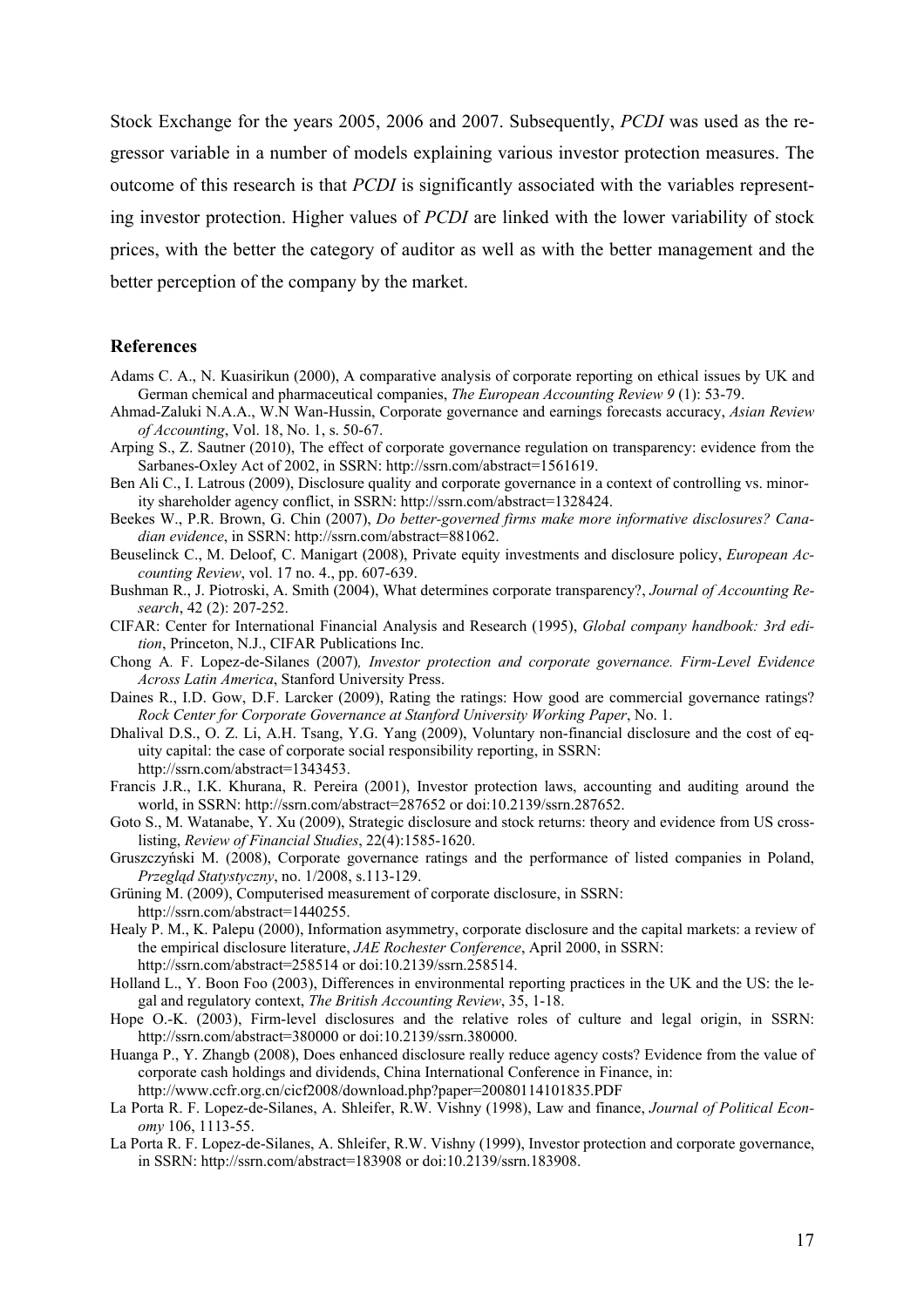Stock Exchange for the years 2005, 2006 and 2007. Subsequently, *PCDI* was used as the regressor variable in a number of models explaining various investor protection measures. The outcome of this research is that *PCDI* is significantly associated with the variables representing investor protection. Higher values of *PCDI* are linked with the lower variability of stock prices, with the better the category of auditor as well as with the better management and the better perception of the company by the market.

## References

Adams C. A., N. Kuasirikun (2000), A comparative analysis of corporate reporting on ethical issues by UK and German chemical and pharmaceutical companies, *The European Accounting Review 9* (1): 53-79.

Ahmad-Zaluki N.A.A., W.N Wan-Hussin, Corporate governance and earnings forecasts accuracy, *Asian Review of Accounting*, Vol. 18, No. 1, s. 50-67.

Arping S., Z. Sautner (2010), The effect of corporate governance regulation on transparency: evidence from the Sarbanes-Oxley Act of 2002, in SSRN: http://ssrn.com/abstract=1561619.

Ben Ali C., I. Latrous (2009), Disclosure quality and corporate governance in a context of controlling vs. minority shareholder agency conflict, in SSRN: http://ssrn.com/abstract=1328424.

Beekes W., P.R. Brown, G. Chin (2007), *Do better-governed firms make more informative disclosures? Canadian evidence*, in SSRN: http://ssrn.com/abstract=881062.

Beuselinck C., M. Deloof, C. Manigart (2008), Private equity investments and disclosure policy, *European Accounting Review*, vol. 17 no. 4., pp. 607-639.

Bushman R., J. Piotroski, A. Smith (2004), What determines corporate transparency?, *Journal of Accounting Research*, 42 (2): 207-252.

CIFAR: Center for International Financial Analysis and Research (1995), *Global company handbook: 3rd edition*, Princeton, N.J., CIFAR Publications Inc.

Chong A. F. Lopez-de-Silanes (2007), *Investor protection and corporate governance. Firm-Level Evidence Across Latin America*, Stanford University Press.

Daines R., I.D. Gow, D.F. Larcker (2009), Rating the ratings: How good are commercial governance ratings? *Rock Center for Corporate Governance at Stanford University Working Paper*, No. 1.

Dhalival D.S., O. Z. Li, A.H. Tsang, Y.G. Yang (2009), Voluntary non-financial disclosure and the cost of equity capital: the case of corporate social responsibility reporting, in SSRN: http://ssrn.com/abstract=1343453.

Francis J.R., I.K. Khurana, R. Pereira (2001), Investor protection laws, accounting and auditing around the world, in SSRN: http://ssrn.com/abstract=287652 or doi:10.2139/ssrn.287652.

Goto S., M. Watanabe, Y. Xu (2009), Strategic disclosure and stock returns: theory and evidence from US cross-listing, *Review of Financial Studies*, 22(4):1585-1620.

Gruszczyński M. (2008), Corporate governance ratings and the performance of listed companies in Poland, *Przegląd Statystyczny*, no. 1/2008, s.113-129.

Grüning M. (2009), Computerised measurement of corporate disclosure, in SSRN: http://ssrn.com/abstract=1440255.

Healy P. M., K. Palepu (2000), Information asymmetry, corporate disclosure and the capital markets: a review of the empirical disclosure literature, *JAE Rochester Conference*, April 2000, in SSRN: http://ssrn.com/abstract=258514 or doi:10.2139/ssrn.258514.

Holland L., Y. Boon Foo (2003), Differences in environmental reporting practices in the UK and the US: the legal and regulatory context, *The British Accounting Review*, 35, 1-18.

Hope O.-K. (2003), Firm-level disclosures and the relative roles of culture and legal origin, in SSRN: http://ssrn.com/abstract=380000 or doi:10.2139/ssrn.380000.

Huanga P., Y. Zhangb (2008), Does enhanced disclosure really reduce agency costs? Evidence from the value of corporate cash holdings and dividends, China International Conference in Finance, in: http://www.ccfr.org.cn/cicf2008/download.php?paper=20080114101835.PDF

La Porta R. F. Lopez-de-Silanes, A. Shleifer, R.W. Vishny (1998), Law and finance, *Journal of Political Economy* 106, 1113-55.

La Porta R. F. Lopez-de-Silanes, A. Shleifer, R.W. Vishny (1999), Investor protection and corporate governance, in SSRN: http://ssrn.com/abstract=183908 or doi:10.2139/ssrn.183908.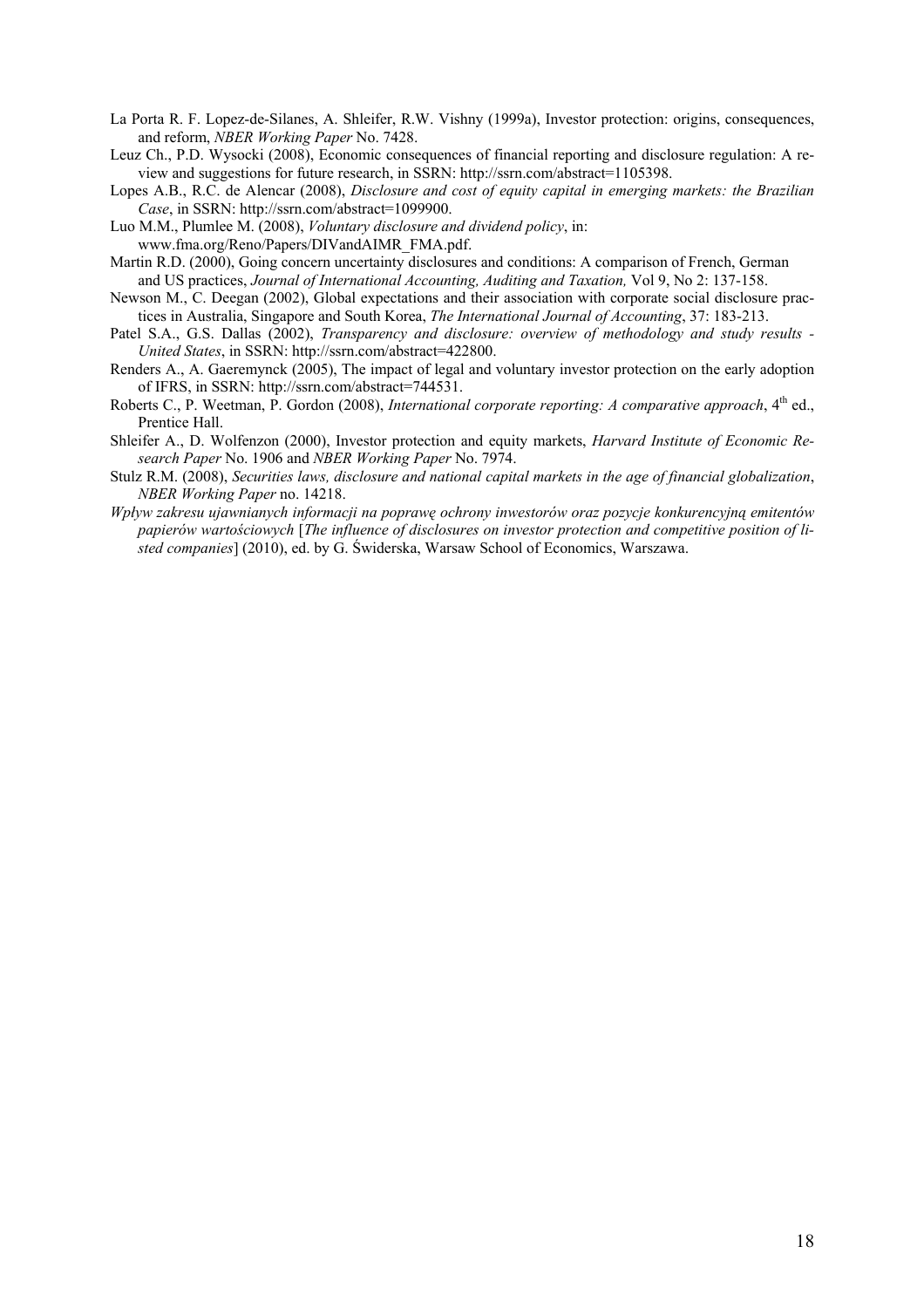La Porta R. F. Lopez-de-Silanes, A. Shleifer, R.W. Vishny (1999a), Investor protection: origins, consequences, and reform, *NBER Working Paper* No. 7428.

Leuz Ch., P.D. Wysocki (2008), Economic consequences of financial reporting and disclosure regulation: A review and suggestions for future research, in SSRN: http://ssrn.com/abstract=1105398.

Lopes A.B., R.C. de Alencar (2008), *Disclosure and cost of equity capital in emerging markets: the Brazilian Case*, in SSRN: http://ssrn.com/abstract=1099900.

Luo M.M., Plumlee M. (2008), *Voluntary disclosure and dividend policy*, in: www.fma.org/Reno/Papers/DIVandAIMR_FMA.pdf.

Martin R.D. (2000), Going concern uncertainty disclosures and conditions: A comparison of French, German and US practices, *Journal of International Accounting, Auditing and Taxation,* Vol 9, No 2: 137-158.

Newson M., C. Deegan (2002), Global expectations and their association with corporate social disclosure practices in Australia, Singapore and South Korea, *The International Journal of Accounting*, 37: 183-213.

Patel S.A., G.S. Dallas (2002), *Transparency and disclosure: overview of methodology and study results - United States*, in SSRN: http://ssrn.com/abstract=422800.

Renders A., A. Gaeremynck (2005), The impact of legal and voluntary investor protection on the early adoption of IFRS, in SSRN: http://ssrn.com/abstract=744531.

Roberts C., P. Weetman, P. Gordon (2008), *International corporate reporting: A comparative approach*, 4th ed., Prentice Hall.

Shleifer A., D. Wolfenzon (2000), Investor protection and equity markets, *Harvard Institute of Economic Research Paper* No. 1906 and *NBER Working Paper* No. 7974.

Stulz R.M. (2008), *Securities laws, disclosure and national capital markets in the age of financial globalization*, *NBER Working Paper* no. 14218.

*Wpływ zakresu ujawnianych informacji na poprawę ochrony inwestorów oraz pozycje konkurencyjną emitentów papierów wartościowych* [*The influence of disclosures on investor protection and competitive position of listed companies*] (2010), ed. by G. Świderska, Warsaw School of Economics, Warszawa.